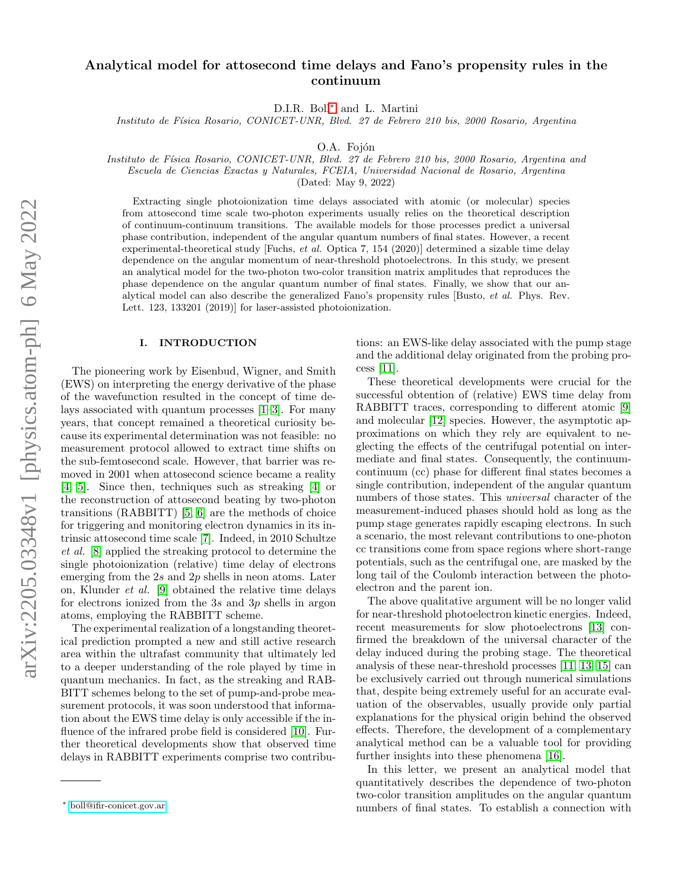# Analytical model for attosecond time delays and Fano's propensity rules in the continuum

D.I.R. Boll[*] and L. Martini

*Instituto de Física Rosario, CONICET-UNR, Blvd. 27 de Febrero 210 bis, 2000 Rosario, Argentina*

O.A. Fojón

*Instituto de Física Rosario, CONICET-UNR, Blvd. 27 de Febrero 210 bis, 2000 Rosario, Argentina and Escuela de Ciencias Exactas y Naturales, FCEIA, Universidad Nacional de Rosario, Argentina*

(Dated: May 9, 2022)

Extracting single photoionization time delays associated with atomic (or molecular) species from attosecond time scale two-photon experiments usually relies on the theoretical description of continuum-continuum transitions. The available models for those processes predict a universal phase contribution, independent of the angular quantum numbers of final states. However, a recent experimental-theoretical study [Fuchs, *et al.* Optica 7, 154 (2020)] determined a sizable time delay dependence on the angular momentum of near-threshold photoelectrons. In this study, we present an analytical model for the two-photon two-color transition matrix amplitudes that reproduces the phase dependence on the angular quantum number of final states. Finally, we show that our analytical model can also describe the generalized Fano's propensity rules [Busto, *et al.* Phys. Rev. Lett. 123, 133201 (2019)] for laser-assisted photoionization.

## I. INTRODUCTION

The pioneering work by Eisenbud, Wigner, and Smith (EWS) on interpreting the energy derivative of the phase of the wavefunction resulted in the concept of time delays associated with quantum processes [1–3]. For many years, that concept remained a theoretical curiosity because its experimental determination was not feasible: no measurement protocol allowed to extract time shifts on the sub-femtosecond scale. However, that barrier was removed in 2001 when attosecond science became a reality [4, 5]. Since then, techniques such as streaking [4] or the reconstruction of attosecond beating by two-photon transitions (RABBITT) [5, 6] are the methods of choice for triggering and monitoring electron dynamics in its intrinsic attosecond time scale [7]. Indeed, in 2010 Schultze *et al.* [8] applied the streaking protocol to determine the single photoionization (relative) time delay of electrons emerging from the $2s$ and $2p$ shells in neon atoms. Later on, Klunder *et al.* [9] obtained the relative time delays for electrons ionized from the $3s$ and $3p$ shells in argon atoms, employing the RABBITT scheme.

The experimental realization of a longstanding theoretical prediction prompted a new and still active research area within the ultrafast community that ultimately led to a deeper understanding of the role played by time in quantum mechanics. In fact, as the streaking and RABBITT schemes belong to the set of pump-and-probe measurement protocols, it was soon understood that information about the EWS time delay is only accessible if the influence of the infrared probe field is considered [10]. Further theoretical developments show that observed time delays in RABBITT experiments comprise two contributions: an EWS-like delay associated with the pump stage and the additional delay originated from the probing process [11].

These theoretical developments were crucial for the successful obtention of (relative) EWS time delay from RABBITT traces, corresponding to different atomic [9] and molecular [12] species. However, the asymptotic approximations on which they rely are equivalent to neglecting the effects of the centrifugal potential on intermediate and final states. Consequently, the continuum-continuum (cc) phase for different final states becomes a single contribution, independent of the angular quantum numbers of those states. This *universal* character of the measurement-induced phases should hold as long as the pump stage generates rapidly escaping electrons. In such a scenario, the most relevant contributions to one-photon cc transitions come from space regions where short-range potentials, such as the centrifugal one, are masked by the long tail of the Coulomb interaction between the photoelectron and the parent ion.

The above qualitative argument will be no longer valid for near-threshold photoelectron kinetic energies. Indeed, recent measurements for slow photoelectrons [13] confirmed the breakdown of the universal character of the delay induced during the probing stage. The theoretical analysis of these near-threshold processes [11, 13–15] can be exclusively carried out through numerical simulations that, despite being extremely useful for an accurate evaluation of the observables, usually provide only partial explanations for the physical origin behind the observed effects. Therefore, the development of a complementary analytical method can be a valuable tool for providing further insights into these phenomena [16].

In this letter, we present an analytical model that quantitatively describes the dependence of two-photon two-color transition amplitudes on the angular quantum numbers of final states. To establish a connection with

[*] boll@ifir-conicet.gov.ar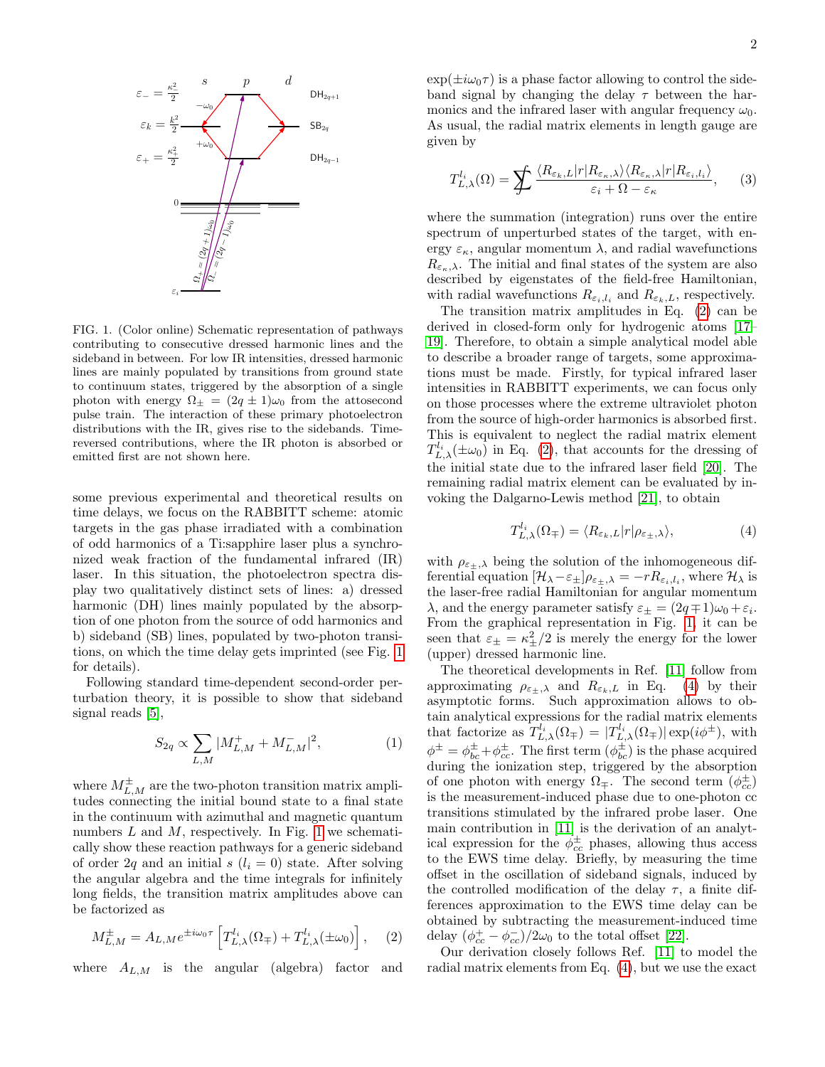FIG. 1. (Color online) Schematic representation of pathways contributing to consecutive dressed harmonic lines and the sideband in between. For low IR intensities, dressed harmonic lines are mainly populated by transitions from ground state to continuum states, triggered by the absorption of a single photon with energy $\Omega_{\pm} = (2q \pm 1)\omega_0$ from the attosecond pulse train. The interaction of these primary photoelectron distributions with the IR, gives rise to the sidebands. Time-reversed contributions, where the IR photon is absorbed or emitted first are not shown here.

some previous experimental and theoretical results on time delays, we focus on the RABBITT scheme: atomic targets in the gas phase irradiated with a combination of odd harmonics of a Ti:sapphire laser plus a synchronized weak fraction of the fundamental infrared (IR) laser. In this situation, the photoelectron spectra display two qualitatively distinct sets of lines: a) dressed harmonic (DH) lines mainly populated by the absorption of one photon from the source of odd harmonics and b) sideband (SB) lines, populated by two-photon transitions, on which the time delay gets imprinted (see Fig. 1 for details).

Following standard time-dependent second-order perturbation theory, it is possible to show that sideband signal reads [5],

$$S_{2q} \propto \sum_{L,M} |M^{+}_{L,M} + M^{-}_{L,M}|^2, \tag{1}$$

where $M^{\pm}_{L,M}$ are the two-photon transition matrix amplitudes connecting the initial bound state to a final state in the continuum with azimuthal and magnetic quantum numbers $L$ and $M$, respectively. In Fig. 1 we schematically show these reaction pathways for a generic sideband of order $2q$ and an initial $s$ ($l_i = 0$) state. After solving the angular algebra and the time integrals for infinitely long fields, the transition matrix amplitudes above can be factorized as

$$M^{\pm}_{L,M} = A_{L,M} e^{\pm i\omega_0\tau} \left[ T^{l_i}_{L,\lambda}(\Omega_{\mp}) + T^{l_i}_{L,\lambda}(\pm\omega_0) \right], \tag{2}$$

where $A_{L,M}$ is the angular (algebra) factor and $\exp(\pm i\omega_0\tau)$ is a phase factor allowing to control the sideband signal by changing the delay $\tau$ between the harmonics and the infrared laser with angular frequency $\omega_0$. As usual, the radial matrix elements in length gauge are given by

$$T^{l_i}_{L,\lambda}(\Omega) = \sum\!\!\!\!\!\!\int \frac{\langle R_{\varepsilon_k,L}|r|R_{\varepsilon_\kappa,\lambda}\rangle \langle R_{\varepsilon_\kappa,\lambda}|r|R_{\varepsilon_i,l_i}\rangle}{\varepsilon_i + \Omega - \varepsilon_\kappa}, \tag{3}$$

where the summation (integration) runs over the entire spectrum of unperturbed states of the target, with energy $\varepsilon_\kappa$, angular momentum $\lambda$, and radial wavefunctions $R_{\varepsilon_\kappa,\lambda}$. The initial and final states of the system are also described by eigenstates of the field-free Hamiltonian, with radial wavefunctions $R_{\varepsilon_i,l_i}$ and $R_{\varepsilon_k,L}$, respectively.

The transition matrix amplitudes in Eq. (2) can be derived in closed-form only for hydrogenic atoms [17–19]. Therefore, to obtain a simple analytical model able to describe a broader range of targets, some approximations must be made. Firstly, for typical infrared laser intensities in RABBITT experiments, we can focus only on those processes where the extreme ultraviolet photon from the source of high-order harmonics is absorbed first. This is equivalent to neglect the radial matrix element $T^{l_i}_{L,\lambda}(\pm\omega_0)$ in Eq. (2), that accounts for the dressing of the initial state due to the infrared laser field [20]. The remaining radial matrix element can be evaluated by invoking the Dalgarno-Lewis method [21], to obtain

$$T^{l_i}_{L,\lambda}(\Omega_{\mp}) = \langle R_{\varepsilon_k,L}|r|\rho_{\varepsilon_{\pm},\lambda}\rangle, \tag{4}$$

with $\rho_{\varepsilon_{\pm},\lambda}$ being the solution of the inhomogeneous differential equation $[\mathcal{H}_\lambda - \varepsilon_{\pm}]\rho_{\varepsilon_{\pm},\lambda} = -rR_{\varepsilon_i,l_i}$, where $\mathcal{H}_\lambda$ is the laser-free radial Hamiltonian for angular momentum $\lambda$, and the energy parameter satisfy $\varepsilon_{\pm} = (2q \mp 1)\omega_0 + \varepsilon_i$. From the graphical representation in Fig. 1, it can be seen that $\varepsilon_{\pm} = \kappa^2_{\pm}/2$ is merely the energy for the lower (upper) dressed harmonic line.

The theoretical developments in Ref. [11] follow from approximating $\rho_{\varepsilon_{\pm},\lambda}$ and $R_{\varepsilon_k,L}$ in Eq. (4) by their asymptotic forms. Such approximation allows to obtain analytical expressions for the radial matrix elements that factorize as $T^{l_i}_{L,\lambda}(\Omega_{\mp}) = |T^{l_i}_{L,\lambda}(\Omega_{\mp})| \exp(i\phi^{\pm})$, with $\phi^{\pm} = \phi^{\pm}_{bc} + \phi^{\pm}_{cc}$. The first term ($\phi^{\pm}_{bc}$) is the phase acquired during the ionization step, triggered by the absorption of one photon with energy $\Omega_{\mp}$. The second term ($\phi^{\pm}_{cc}$) is the measurement-induced phase due to one-photon cc transitions stimulated by the infrared probe laser. One main contribution in [11] is the derivation of an analytical expression for the $\phi^{\pm}_{cc}$ phases, allowing thus access to the EWS time delay. Briefly, by measuring the time offset in the oscillation of sideband signals, induced by the controlled modification of the delay $\tau$, a finite differences approximation to the EWS time delay can be obtained by subtracting the measurement-induced time delay $(\phi^{+}_{cc} - \phi^{-}_{cc})/2\omega_0$ to the total offset [22].

Our derivation closely follows Ref. [11] to model the radial matrix elements from Eq. (4), but we use the exact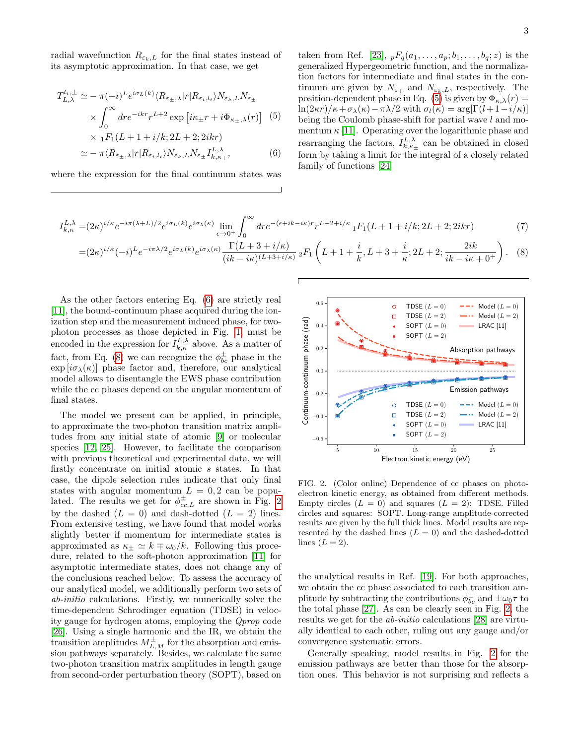radial wavefunction $R_{\varepsilon_k,L}$ for the final states instead of its asymptotic approximation. In that case, we get

$$
\begin{aligned}
T^{l_i,\pm}_{L,\lambda} \simeq & -\pi(-i)^L e^{i\sigma_L(k)}\langle R_{\varepsilon_\pm,\lambda}|r|R_{\varepsilon_i,l_i}\rangle N_{\varepsilon_k,L} N_{\varepsilon_\pm} \\
& \times \int_0^\infty dr e^{-ikr} r^{L+2} \exp\left[i\kappa_\pm r + i\Phi_{\kappa_\pm,\lambda}(r)\right] \quad (5)\\
& \times {}_1F_1(L+1+i/k; 2L+2; 2ikr) \\
\simeq & -\pi \langle R_{\varepsilon_\pm,\lambda}|r|R_{\varepsilon_i,l_i}\rangle N_{\varepsilon_k,L} N_{\varepsilon_\pm} I^{L,\lambda}_{k,\kappa_\pm}, \quad (6)
\end{aligned}
$$

where the expression for the final continuum states was taken from Ref. [23], ${}_pF_q(a_1,\ldots,a_p;b_1,\ldots,b_q;z)$ is the generalized Hypergeometric function, and the normalization factors for intermediate and final states in the continuum are given by $N_{\varepsilon_\pm}$ and $N_{\varepsilon_k,L}$, respectively. The position-dependent phase in Eq. (5) is given by $\Phi_{\kappa,\lambda}(r) = \ln(2\kappa r)/\kappa + \sigma_\lambda(\kappa) - \pi\lambda/2$ with $\sigma_l(\kappa) = \arg[\Gamma(l+1-i/\kappa)]$ being the Coulomb phase-shift for partial wave $l$ and momentum $\kappa$ [11]. Operating over the logarithmic phase and rearranging the factors, $I^{L,\lambda}_{k,\kappa_\pm}$ can be obtained in closed form by taking a limit for the integral of a closely related family of functions [24]

$$
\begin{aligned}
I^{L,\lambda}_{k,\kappa} =& (2\kappa)^{i/\kappa} e^{-i\pi(\lambda+L)/2} e^{i\sigma_L(k)} e^{i\sigma_\lambda(\kappa)} \lim_{\epsilon\to 0^+}\int_0^\infty dr e^{-(\epsilon+ik-i\kappa)r} r^{L+2+i/\kappa}\, {}_1F_1(L+1+i/k; 2L+2; 2ikr) \quad (7)\\
=& (2\kappa)^{i/\kappa}(-i)^L e^{-i\pi\lambda/2} e^{i\sigma_L(k)} e^{i\sigma_\lambda(\kappa)} \frac{\Gamma(L+3+i/\kappa)}{(ik-i\kappa)^{(L+3+i/\kappa)}}\, {}_2F_1\left(L+1+\frac{i}{k}, L+3+\frac{i}{\kappa}; 2L+2; \frac{2ik}{ik-i\kappa+0^+}\right). \quad (8)
\end{aligned}
$$

As the other factors entering Eq. (6) are strictly real [11], the bound-continuum phase acquired during the ionization step and the measurement induced phase, for two-photon processes as those depicted in Fig. 1, must be encoded in the expression for $I^{L,\lambda}_{k,\kappa}$ above. As a matter of fact, from Eq. (8) we can recognize the $\phi^\pm_{bc}$ phase in the $\exp[i\sigma_\lambda(\kappa)]$ phase factor and, therefore, our analytical model allows to disentangle the EWS phase contribution while the cc phases depend on the angular momentum of final states.

The model we present can be applied, in principle, to approximate the two-photon transition matrix amplitudes from any initial state of atomic [9] or molecular species [12, 25]. However, to facilitate the comparison with previous theoretical and experimental data, we will firstly concentrate on initial atomic $s$ states. In that case, the dipole selection rules indicate that only final states with angular momentum $L = 0, 2$ can be populated. The results we get for $\phi^\pm_{cc,L}$ are shown in Fig. 2 by the dashed ($L = 0$) and dash-dotted ($L = 2$) lines. From extensive testing, we have found that model works slightly better if momentum for intermediate states is approximated as $\kappa_\pm \simeq k \mp \omega_0/k$. Following this procedure, related to the soft-photon approximation [11] for asymptotic intermediate states, does not change any of the conclusions reached below. To assess the accuracy of our analytical model, we additionally perform two sets of *ab-initio* calculations. Firstly, we numerically solve the time-dependent Schrodinger equation (TDSE) in velocity gauge for hydrogen atoms, employing the *Qprop* code [26]. Using a single harmonic and the IR, we obtain the transition amplitudes $M^\pm_{L,M}$ for the absorption and emission pathways separately. Besides, we calculate the same two-photon transition matrix amplitudes in length gauge from second-order perturbation theory (SOPT), based on the analytical results in Ref. [19]. For both approaches, we obtain the cc phase associated to each transition amplitude by subtracting the contributions $\phi^\pm_{bc}$ and $\pm\omega_0\tau$ to the total phase [27]. As can be clearly seen in Fig. 2, the results we get for the *ab-initio* calculations [28] are virtually identical to each other, ruling out any gauge and/or convergence systematic errors.

FIG. 2. (Color online) Dependence of cc phases on photoelectron kinetic energy, as obtained from different methods. Empty circles ($L = 0$) and squares ($L = 2$): TDSE. Filled circles and squares: SOPT. Long-range amplitude-corrected results are given by the full thick lines. Model results are represented by the dashed lines ($L = 0$) and the dashed-dotted lines ($L = 2$).

Generally speaking, model results in Fig. 2 for the emission pathways are better than those for the absorption ones. This behavior is not surprising and reflects a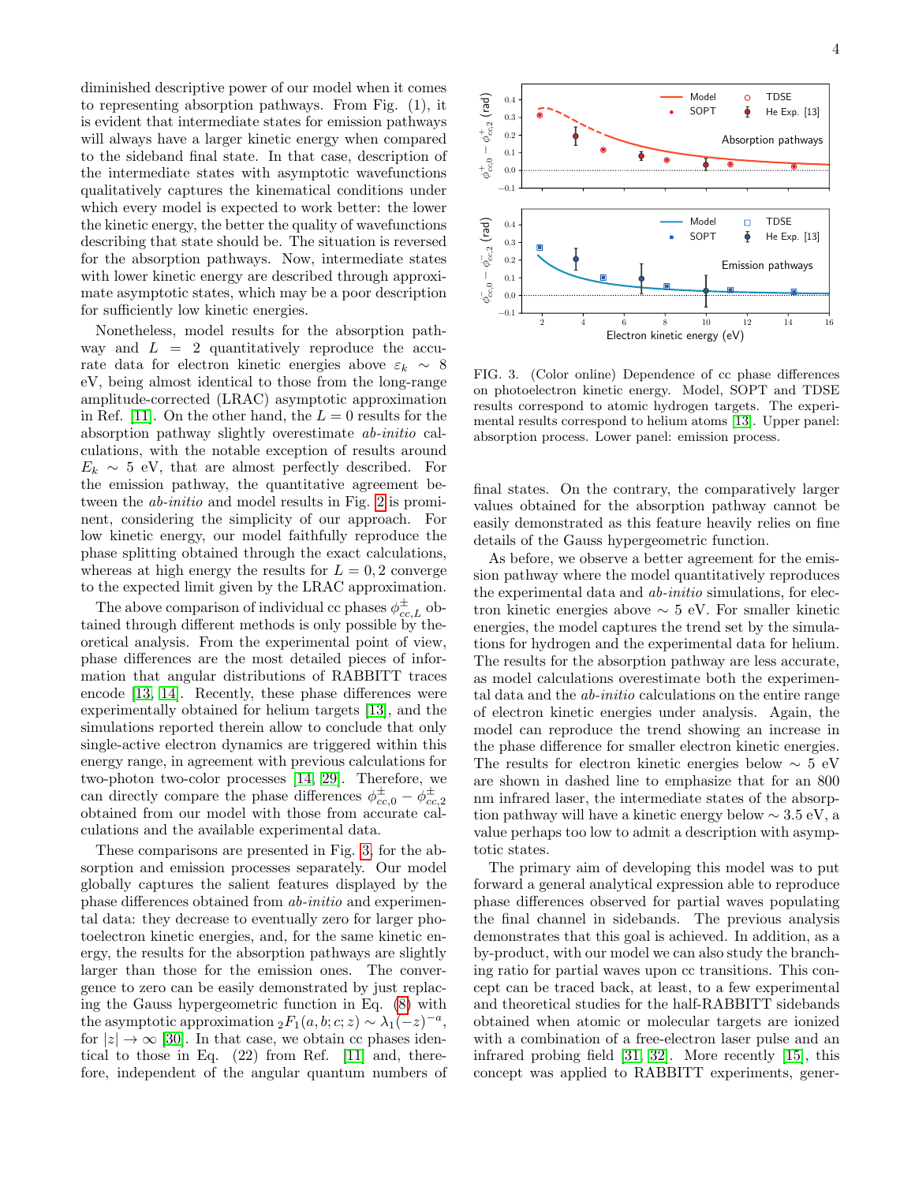diminished descriptive power of our model when it comes to representing absorption pathways. From Fig. (1), it is evident that intermediate states for emission pathways will always have a larger kinetic energy when compared to the sideband final state. In that case, description of the intermediate states with asymptotic wavefunctions qualitatively captures the kinematical conditions under which every model is expected to work better: the lower the kinetic energy, the better the quality of wavefunctions describing that state should be. The situation is reversed for the absorption pathways. Now, intermediate states with lower kinetic energy are described through approximate asymptotic states, which may be a poor description for sufficiently low kinetic energies.

Nonetheless, model results for the absorption pathway and $L = 2$ quantitatively reproduce the accurate data for electron kinetic energies above $\varepsilon_k \sim 8$ eV, being almost identical to those from the long-range amplitude-corrected (LRAC) asymptotic approximation in Ref. [11]. On the other hand, the $L = 0$ results for the absorption pathway slightly overestimate *ab-initio* calculations, with the notable exception of results around $E_k \sim 5$ eV, that are almost perfectly described. For the emission pathway, the quantitative agreement between the *ab-initio* and model results in Fig. 2 is prominent, considering the simplicity of our approach. For low kinetic energy, our model faithfully reproduce the phase splitting obtained through the exact calculations, whereas at high energy the results for $L = 0, 2$ converge to the expected limit given by the LRAC approximation.

The above comparison of individual cc phases $\phi^{\pm}_{cc,L}$ obtained through different methods is only possible by theoretical analysis. From the experimental point of view, phase differences are the most detailed pieces of information that angular distributions of RABBITT traces encode [13, 14]. Recently, these phase differences were experimentally obtained for helium targets [13], and the simulations reported therein allow to conclude that only single-active electron dynamics are triggered within this energy range, in agreement with previous calculations for two-photon two-color processes [14, 29]. Therefore, we can directly compare the phase differences $\phi^{\pm}_{cc,0} - \phi^{\pm}_{cc,2}$ obtained from our model with those from accurate calculations and the available experimental data.

These comparisons are presented in Fig. 3 for the absorption and emission processes separately. Our model globally captures the salient features displayed by the phase differences obtained from *ab-initio* and experimental data: they decrease to eventually zero for larger photoelectron kinetic energies, and, for the same kinetic energy, the results for the absorption pathways are slightly larger than those for the emission ones. The convergence to zero can be easily demonstrated by just replacing the Gauss hypergeometric function in Eq. (8) with the asymptotic approximation ${}_2F_1(a, b; c; z) \sim \lambda_1(-z)^{-a}$, for $|z| \to \infty$ [30]. In that case, we obtain cc phases identical to those in Eq. (22) from Ref. [11] and, therefore, independent of the angular quantum numbers of final states. On the contrary, the comparatively larger values obtained for the absorption pathway cannot be easily demonstrated as this feature heavily relies on fine details of the Gauss hypergeometric function.

FIG. 3. (Color online) Dependence of cc phase differences on photoelectron kinetic energy. Model, SOPT and TDSE results correspond to atomic hydrogen targets. The experimental results correspond to helium atoms [13]. Upper panel: absorption process. Lower panel: emission process.

As before, we observe a better agreement for the emission pathway where the model quantitatively reproduces the experimental data and *ab-initio* simulations, for electron kinetic energies above $\sim 5$ eV. For smaller kinetic energies, the model captures the trend set by the simulations for hydrogen and the experimental data for helium. The results for the absorption pathway are less accurate, as model calculations overestimate both the experimental data and the *ab-initio* calculations on the entire range of electron kinetic energies under analysis. Again, the model can reproduce the trend showing an increase in the phase difference for smaller electron kinetic energies. The results for electron kinetic energies below $\sim 5$ eV are shown in dashed line to emphasize that for an 800 nm infrared laser, the intermediate states of the absorption pathway will have a kinetic energy below $\sim 3.5$ eV, a value perhaps too low to admit a description with asymptotic states.

The primary aim of developing this model was to put forward a general analytical expression able to reproduce phase differences observed for partial waves populating the final channel in sidebands. The previous analysis demonstrates that this goal is achieved. In addition, as a by-product, with our model we can also study the branching ratio for partial waves upon cc transitions. This concept can be traced back, at least, to a few experimental and theoretical studies for the half-RABBITT sidebands obtained when atomic or molecular targets are ionized with a combination of a free-electron laser pulse and an infrared probing field [31, 32]. More recently [15], this concept was applied to RABBITT experiments, gener-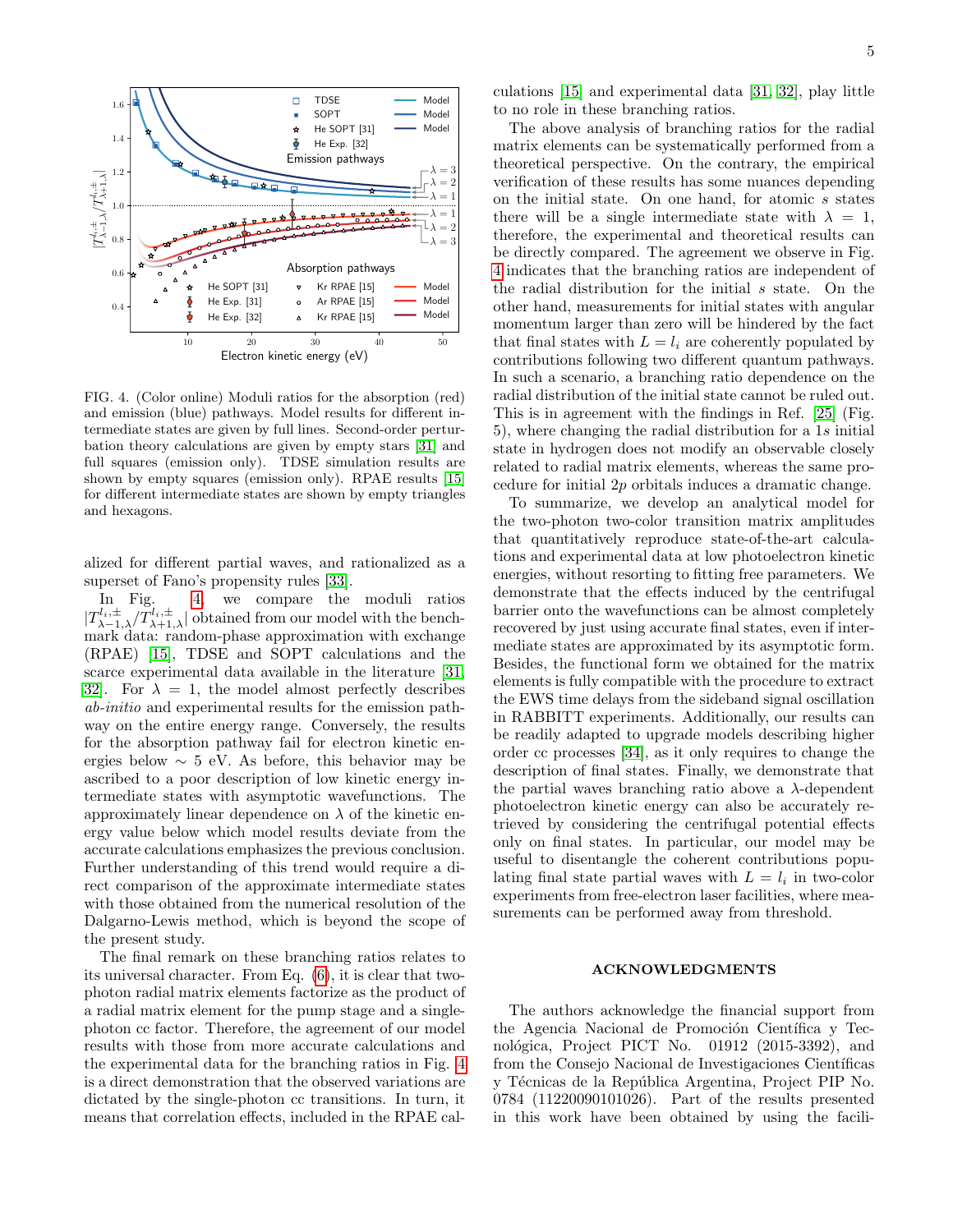FIG. 4. (Color online) Moduli ratios for the absorption (red) and emission (blue) pathways. Model results for different intermediate states are given by full lines. Second-order perturbation theory calculations are given by empty stars [31] and full squares (emission only). TDSE simulation results are shown by empty squares (emission only). RPAE results [15] for different intermediate states are shown by empty triangles and hexagons.

alized for different partial waves, and rationalized as a superset of Fano's propensity rules [33].

In Fig. 4, we compare the moduli ratios $|T^{l_i,\pm}_{\lambda-1,\lambda}/T^{l_i,\pm}_{\lambda+1,\lambda}|$ obtained from our model with the benchmark data: random-phase approximation with exchange (RPAE) [15], TDSE and SOPT calculations and the scarce experimental data available in the literature [31, 32]. For $\lambda = 1$, the model almost perfectly describes *ab-initio* and experimental results for the emission pathway on the entire energy range. Conversely, the results for the absorption pathway fail for electron kinetic energies below $\sim 5$ eV. As before, this behavior may be ascribed to a poor description of low kinetic energy intermediate states with asymptotic wavefunctions. The approximately linear dependence on $\lambda$ of the kinetic energy value below which model results deviate from the accurate calculations emphasizes the previous conclusion. Further understanding of this trend would require a direct comparison of the approximate intermediate states with those obtained from the numerical resolution of the Dalgarno-Lewis method, which is beyond the scope of the present study.

The final remark on these branching ratios relates to its universal character. From Eq. (6), it is clear that two-photon radial matrix elements factorize as the product of a radial matrix element for the pump stage and a single-photon cc factor. Therefore, the agreement of our model results with those from more accurate calculations and the experimental data for the branching ratios in Fig. 4 is a direct demonstration that the observed variations are dictated by the single-photon cc transitions. In turn, it means that correlation effects, included in the RPAE calculations [15] and experimental data [31, 32], play little to no role in these branching ratios.

The above analysis of branching ratios for the radial matrix elements can be systematically performed from a theoretical perspective. On the contrary, the empirical verification of these results has some nuances depending on the initial state. On one hand, for atomic $s$ states there will be a single intermediate state with $\lambda = 1$, therefore, the experimental and theoretical results can be directly compared. The agreement we observe in Fig. 4 indicates that the branching ratios are independent of the radial distribution for the initial $s$ state. On the other hand, measurements for initial states with angular momentum larger than zero will be hindered by the fact that final states with $L = l_i$ are coherently populated by contributions following two different quantum pathways. In such a scenario, a branching ratio dependence on the radial distribution of the initial state cannot be ruled out. This is in agreement with the findings in Ref. [25] (Fig. 5), where changing the radial distribution for a $1s$ initial state in hydrogen does not modify an observable closely related to radial matrix elements, whereas the same procedure for initial $2p$ orbitals induces a dramatic change.

To summarize, we develop an analytical model for the two-photon two-color transition matrix amplitudes that quantitatively reproduce state-of-the-art calculations and experimental data at low photoelectron kinetic energies, without resorting to fitting free parameters. We demonstrate that the effects induced by the centrifugal barrier onto the wavefunctions can be almost completely recovered by just using accurate final states, even if intermediate states are approximated by its asymptotic form. Besides, the functional form we obtained for the matrix elements is fully compatible with the procedure to extract the EWS time delays from the sideband signal oscillation in RABBITT experiments. Additionally, our results can be readily adapted to upgrade models describing higher order cc processes [34], as it only requires to change the description of final states. Finally, we demonstrate that the partial waves branching ratio above a $\lambda$-dependent photoelectron kinetic energy can also be accurately retrieved by considering the centrifugal potential effects only on final states. In particular, our model may be useful to disentangle the coherent contributions populating final state partial waves with $L = l_i$ in two-color experiments from free-electron laser facilities, where measurements can be performed away from threshold.

## ACKNOWLEDGMENTS

The authors acknowledge the financial support from the Agencia Nacional de Promoción Científica y Tecnológica, Project PICT No. 01912 (2015-3392), and from the Consejo Nacional de Investigaciones Científicas y Técnicas de la República Argentina, Project PIP No. 0784 (11220090101026). Part of the results presented in this work have been obtained by using the facili-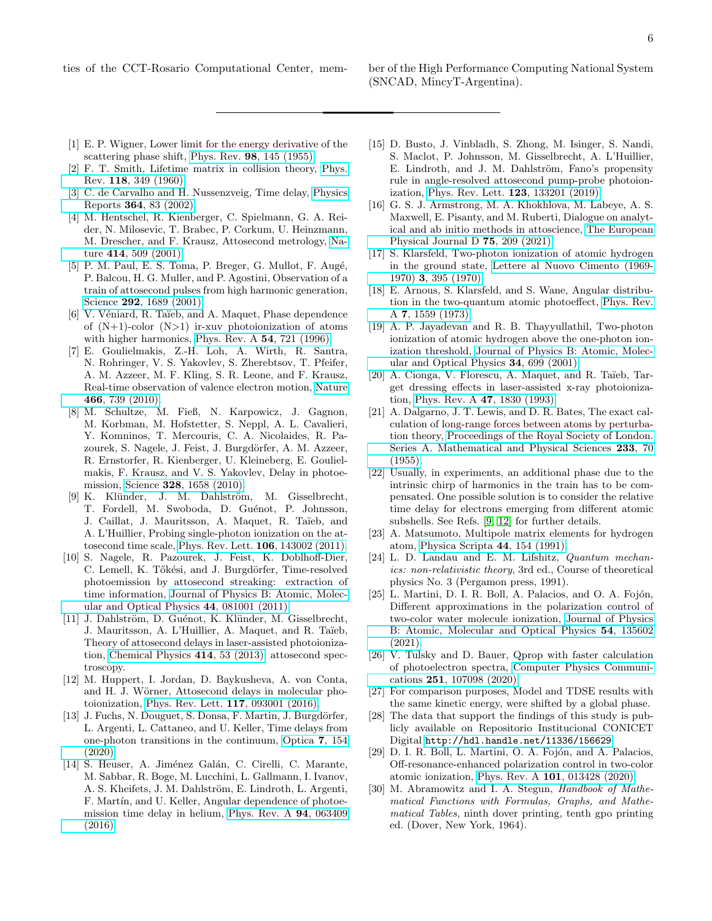ties of the CCT-Rosario Computational Center, member of the High Performance Computing National System (SNCAD, MincyT-Argentina).

---

[1] E. P. Wigner, Lower limit for the energy derivative of the scattering phase shift, Phys. Rev. **98**, 145 (1955).

[2] F. T. Smith, Lifetime matrix in collision theory, Phys. Rev. **118**, 349 (1960).

[3] C. de Carvalho and H. Nussenzveig, Time delay, Physics Reports **364**, 83 (2002).

[4] M. Hentschel, R. Kienberger, C. Spielmann, G. A. Reider, N. Milosevic, T. Brabec, P. Corkum, U. Heinzmann, M. Drescher, and F. Krausz, Attosecond metrology, Nature **414**, 509 (2001).

[5] P. M. Paul, E. S. Toma, P. Breger, G. Mullot, F. Augé, P. Balcou, H. G. Muller, and P. Agostini, Observation of a train of attosecond pulses from high harmonic generation, Science **292**, 1689 (2001).

[6] V. Véniard, R. Taïeb, and A. Maquet, Phase dependence of (N+1)-color (N>1) ir-xuv photoionization of atoms with higher harmonics, Phys. Rev. A **54**, 721 (1996).

[7] E. Goulielmakis, Z.-H. Loh, A. Wirth, R. Santra, N. Rohringer, V. S. Yakovlev, S. Zherebtsov, T. Pfeifer, A. M. Azzeer, M. F. Kling, S. R. Leone, and F. Krausz, Real-time observation of valence electron motion, Nature **466**, 739 (2010).

[8] M. Schultze, M. Fieß, N. Karpowicz, J. Gagnon, M. Korbman, M. Hofstetter, S. Neppl, A. L. Cavalieri, Y. Komninos, T. Mercouris, C. A. Nicolaides, R. Pazourek, S. Nagele, J. Feist, J. Burgdörfer, A. M. Azzeer, R. Ernstorfer, R. Kienberger, U. Kleineberg, E. Goulielmakis, F. Krausz, and V. S. Yakovlev, Delay in photoemission, Science **328**, 1658 (2010).

[9] K. Klünder, J. M. Dahlström, M. Gisselbrecht, T. Fordell, M. Swoboda, D. Guénot, P. Johnsson, J. Caillat, J. Mauritsson, A. Maquet, R. Taïeb, and A. L'Huillier, Probing single-photon ionization on the attosecond time scale, Phys. Rev. Lett. **106**, 143002 (2011).

[10] S. Nagele, R. Pazourek, J. Feist, K. Doblhoff-Dier, C. Lemell, K. Tőkési, and J. Burgdörfer, Time-resolved photoemission by attosecond streaking: extraction of time information, Journal of Physics B: Atomic, Molecular and Optical Physics **44**, 081001 (2011).

[11] J. Dahlström, D. Guénot, K. Klünder, M. Gisselbrecht, J. Mauritsson, A. L'Huillier, A. Maquet, and R. Taïeb, Theory of attosecond delays in laser-assisted photoionization, Chemical Physics **414**, 53 (2013), attosecond spectroscopy.

[12] M. Huppert, I. Jordan, D. Baykusheva, A. von Conta, and H. J. Wörner, Attosecond delays in molecular photoionization, Phys. Rev. Lett. **117**, 093001 (2016).

[13] J. Fuchs, N. Douguet, S. Donsa, F. Martin, J. Burgdörfer, L. Argenti, L. Cattaneo, and U. Keller, Time delays from one-photon transitions in the continuum, Optica **7**, 154 (2020).

[14] S. Heuser, A. Jiménez Galán, C. Cirelli, C. Marante, M. Sabbar, R. Boge, M. Lucchini, L. Gallmann, I. Ivanov, A. S. Kheifets, J. M. Dahlström, E. Lindroth, L. Argenti, F. Martín, and U. Keller, Angular dependence of photoemission time delay in helium, Phys. Rev. A **94**, 063409 (2016).

[15] D. Busto, J. Vinbladh, S. Zhong, M. Isinger, S. Nandi, S. Maclot, P. Johnsson, M. Gisselbrecht, A. L'Huillier, E. Lindroth, and J. M. Dahlström, Fano's propensity rule in angle-resolved attosecond pump-probe photoionization, Phys. Rev. Lett. **123**, 133201 (2019).

[16] G. S. J. Armstrong, M. A. Khokhlova, M. Labeye, A. S. Maxwell, E. Pisanty, and M. Ruberti, Dialogue on analytical and ab initio methods in attoscience, The European Physical Journal D **75**, 209 (2021).

[17] S. Klarsfeld, Two-photon ionization of atomic hydrogen in the ground state, Lettere al Nuovo Cimento (1969-1970) **3**, 395 (1970).

[18] E. Arnous, S. Klarsfeld, and S. Wane, Angular distribution in the two-quantum atomic photoeffect, Phys. Rev. A **7**, 1559 (1973).

[19] A. P. Jayadevan and R. B. Thayyullathil, Two-photon ionization of atomic hydrogen above the one-photon ionization threshold, Journal of Physics B: Atomic, Molecular and Optical Physics **34**, 699 (2001).

[20] A. Cionga, V. Florescu, A. Maquet, and R. Taïeb, Target dressing effects in laser-assisted x-ray photoionization, Phys. Rev. A **47**, 1830 (1993).

[21] A. Dalgarno, J. T. Lewis, and D. R. Bates, The exact calculation of long-range forces between atoms by perturbation theory, Proceedings of the Royal Society of London. Series A. Mathematical and Physical Sciences **233**, 70 (1955).

[22] Usually, in experiments, an additional phase due to the intrinsic chirp of harmonics in the train has to be compensated. One possible solution is to consider the relative time delay for electrons emerging from different atomic subshells. See Refs. [9, 12] for further details.

[23] A. Matsumoto, Multipole matrix elements for hydrogen atom, Physica Scripta **44**, 154 (1991).

[24] L. D. Landau and E. M. Lifshitz, *Quantum mechanics: non-relativistic theory*, 3rd ed., Course of theoretical physics No. 3 (Pergamon press, 1991).

[25] L. Martini, D. I. R. Boll, A. Palacios, and O. A. Fojón, Different approximations in the polarization control of two-color water molecule ionization, Journal of Physics B: Atomic, Molecular and Optical Physics **54**, 135602 (2021).

[26] V. Tulsky and D. Bauer, Qprop with faster calculation of photoelectron spectra, Computer Physics Communications **251**, 107098 (2020).

[27] For comparison purposes, Model and TDSE results with the same kinetic energy, were shifted by a global phase.

[28] The data that support the findings of this study is publicly available on Repositorio Institucional CONICET Digital `http://hdl.handle.net/11336/156629`.

[29] D. I. R. Boll, L. Martini, O. A. Fojón, and A. Palacios, Off-resonance-enhanced polarization control in two-color atomic ionization, Phys. Rev. A **101**, 013428 (2020).

[30] M. Abramowitz and I. A. Stegun, *Handbook of Mathematical Functions with Formulas, Graphs, and Mathematical Tables*, ninth dover printing, tenth gpo printing ed. (Dover, New York, 1964).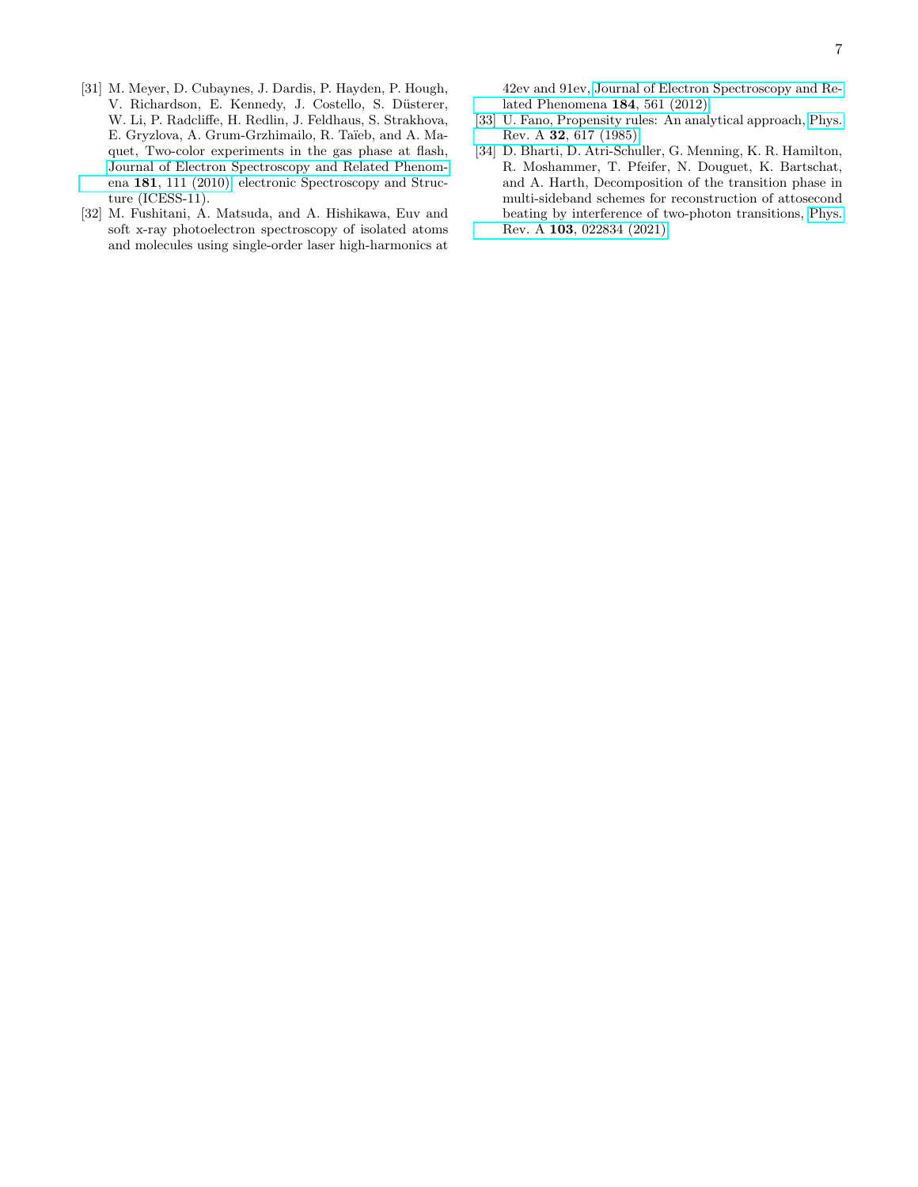[31] M. Meyer, D. Cubaynes, J. Dardis, P. Hayden, P. Hough, V. Richardson, E. Kennedy, J. Costello, S. Düsterer, W. Li, P. Radcliffe, H. Redlin, J. Feldhaus, S. Strakhova, E. Gryzlova, A. Grum-Grzhimailo, R. Taïeb, and A. Maquet, Two-color experiments in the gas phase at flash, Journal of Electron Spectroscopy and Related Phenomena **181**, 111 (2010), electronic Spectroscopy and Structure (ICESS-11).

[32] M. Fushitani, A. Matsuda, and A. Hishikawa, Euv and soft x-ray photoelectron spectroscopy of isolated atoms and molecules using single-order laser high-harmonics at 42ev and 91ev, Journal of Electron Spectroscopy and Related Phenomena **184**, 561 (2012).

[33] U. Fano, Propensity rules: An analytical approach, Phys. Rev. A **32**, 617 (1985).

[34] D. Bharti, D. Atri-Schuller, G. Menning, K. R. Hamilton, R. Moshammer, T. Pfeifer, N. Douguet, K. Bartschat, and A. Harth, Decomposition of the transition phase in multi-sideband schemes for reconstruction of attosecond beating by interference of two-photon transitions, Phys. Rev. A **103**, 022834 (2021).